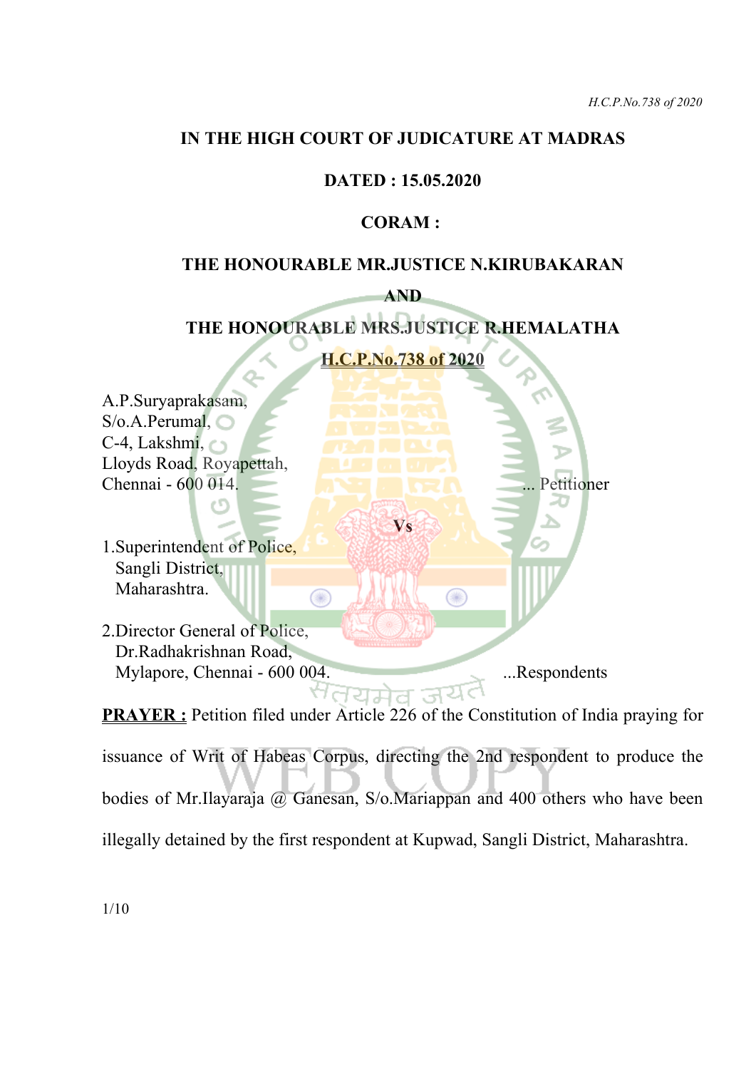**IN THE HIGH COURT OF JUDICATURE AT MADRAS**

**DATED : 15.05.2020**

**CORAM :**

**THE HONOURABLE MR.JUSTICE N.KIRUBAKARAN**

**AND**

**THE HONOURABLE MRS.JUSTICE R.HEMALATHA**

**H.C.P.No.738 of 2020**

A.P.Suryaprakasam,
S/o.A.Perumal,
C-4, Lakshmi,
Lloyds Road, Royapettah,
Chennai - 600 014. ... Petitioner

**Vs**

1.Superintendent of Police,
Sangli District,
Maharashtra.

2.Director General of Police,
Dr.Radhakrishnan Road,
Mylapore, Chennai - 600 004. ...Respondents

**PRAYER :** Petition filed under Article 226 of the Constitution of India praying for issuance of Writ of Habeas Corpus, directing the 2nd respondent to produce the bodies of Mr.Ilayaraja @ Ganesan, S/o.Mariappan and 400 others who have been illegally detained by the first respondent at Kupwad, Sangli District, Maharashtra.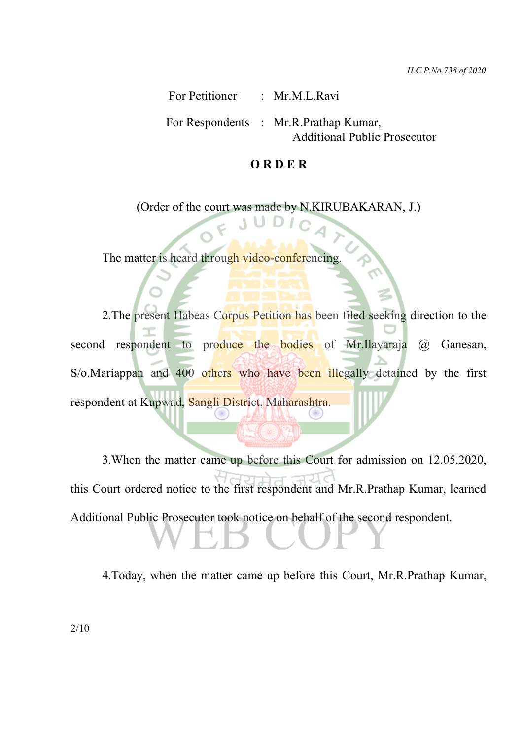For Petitioner : Mr.M.L.Ravi

For Respondents : Mr.R.Prathap Kumar,
Additional Public Prosecutor

**O R D E R**

(Order of the court was made by N.KIRUBAKARAN, J.)

The matter is heard through video-conferencing.

2.The present Habeas Corpus Petition has been filed seeking direction to the second respondent to produce the bodies of Mr.Ilayaraja @ Ganesan, S/o.Mariappan and 400 others who have been illegally detained by the first respondent at Kupwad, Sangli District, Maharashtra.

3.When the matter came up before this Court for admission on 12.05.2020, this Court ordered notice to the first respondent and Mr.R.Prathap Kumar, learned Additional Public Prosecutor took notice on behalf of the second respondent.

4.Today, when the matter came up before this Court, Mr.R.Prathap Kumar,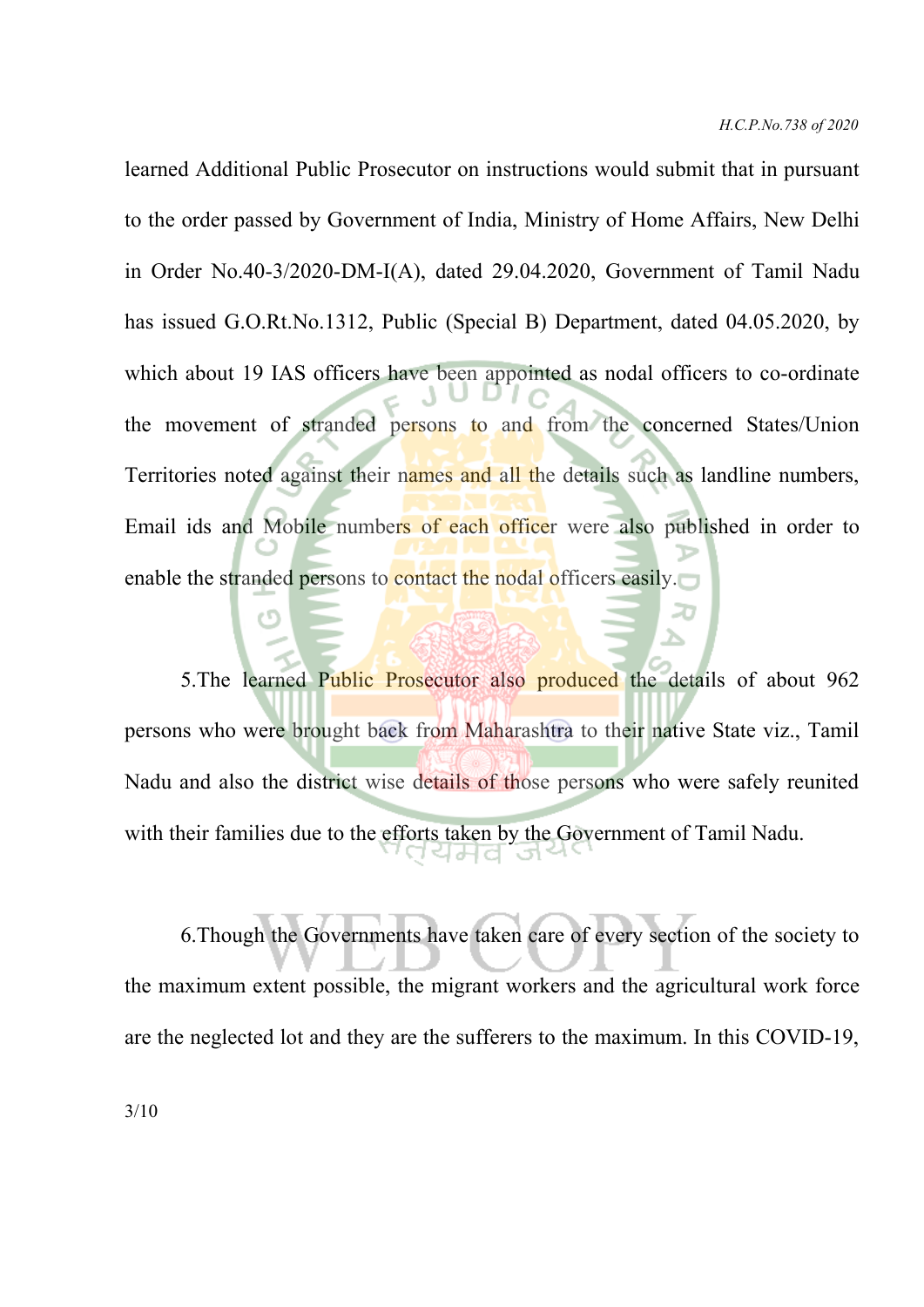learned Additional Public Prosecutor on instructions would submit that in pursuant to the order passed by Government of India, Ministry of Home Affairs, New Delhi in Order No.40-3/2020-DM-I(A), dated 29.04.2020, Government of Tamil Nadu has issued G.O.Rt.No.1312, Public (Special B) Department, dated 04.05.2020, by which about 19 IAS officers have been appointed as nodal officers to co-ordinate the movement of stranded persons to and from the concerned States/Union Territories noted against their names and all the details such as landline numbers, Email ids and Mobile numbers of each officer were also published in order to enable the stranded persons to contact the nodal officers easily.

5.The learned Public Prosecutor also produced the details of about 962 persons who were brought back from Maharashtra to their native State viz., Tamil Nadu and also the district wise details of those persons who were safely reunited with their families due to the efforts taken by the Government of Tamil Nadu.

6.Though the Governments have taken care of every section of the society to the maximum extent possible, the migrant workers and the agricultural work force are the neglected lot and they are the sufferers to the maximum. In this COVID-19,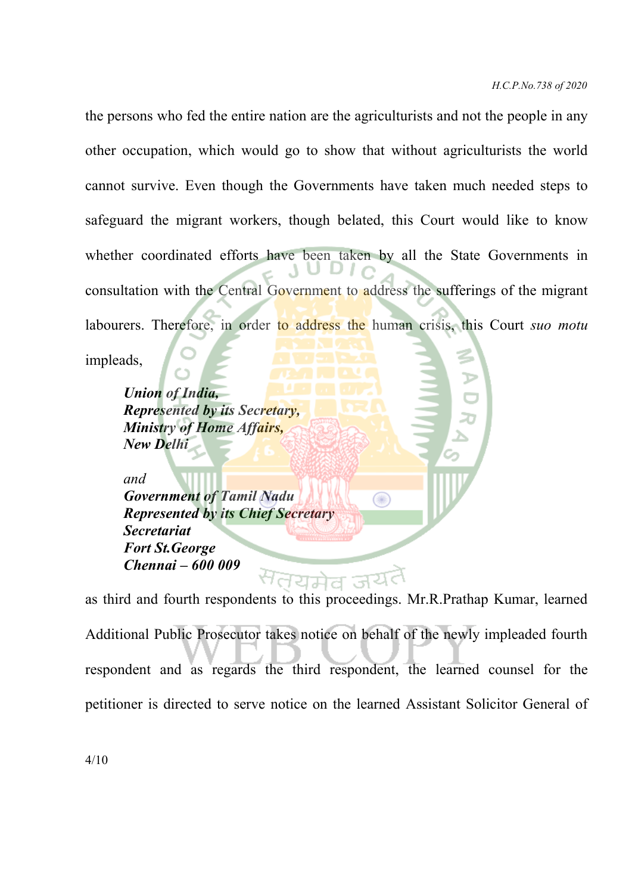the persons who fed the entire nation are the agriculturists and not the people in any other occupation, which would go to show that without agriculturists the world cannot survive. Even though the Governments have taken much needed steps to safeguard the migrant workers, though belated, this Court would like to know whether coordinated efforts have been taken by all the State Governments in consultation with the Central Government to address the sufferings of the migrant labourers. Therefore, in order to address the human crisis, this Court *suo motu* impleads,

> ***Union of India,***
> ***Represented by its Secretary,***
> ***Ministry of Home Affairs,***
> ***New Delhi***
>
> *and*
>
> ***Government of Tamil Nadu***
> ***Represented by its Chief Secretary***
> ***Secretariat***
> ***Fort St.George***
> ***Chennai – 600 009***

as third and fourth respondents to this proceedings. Mr.R.Prathap Kumar, learned Additional Public Prosecutor takes notice on behalf of the newly impleaded fourth respondent and as regards the third respondent, the learned counsel for the petitioner is directed to serve notice on the learned Assistant Solicitor General of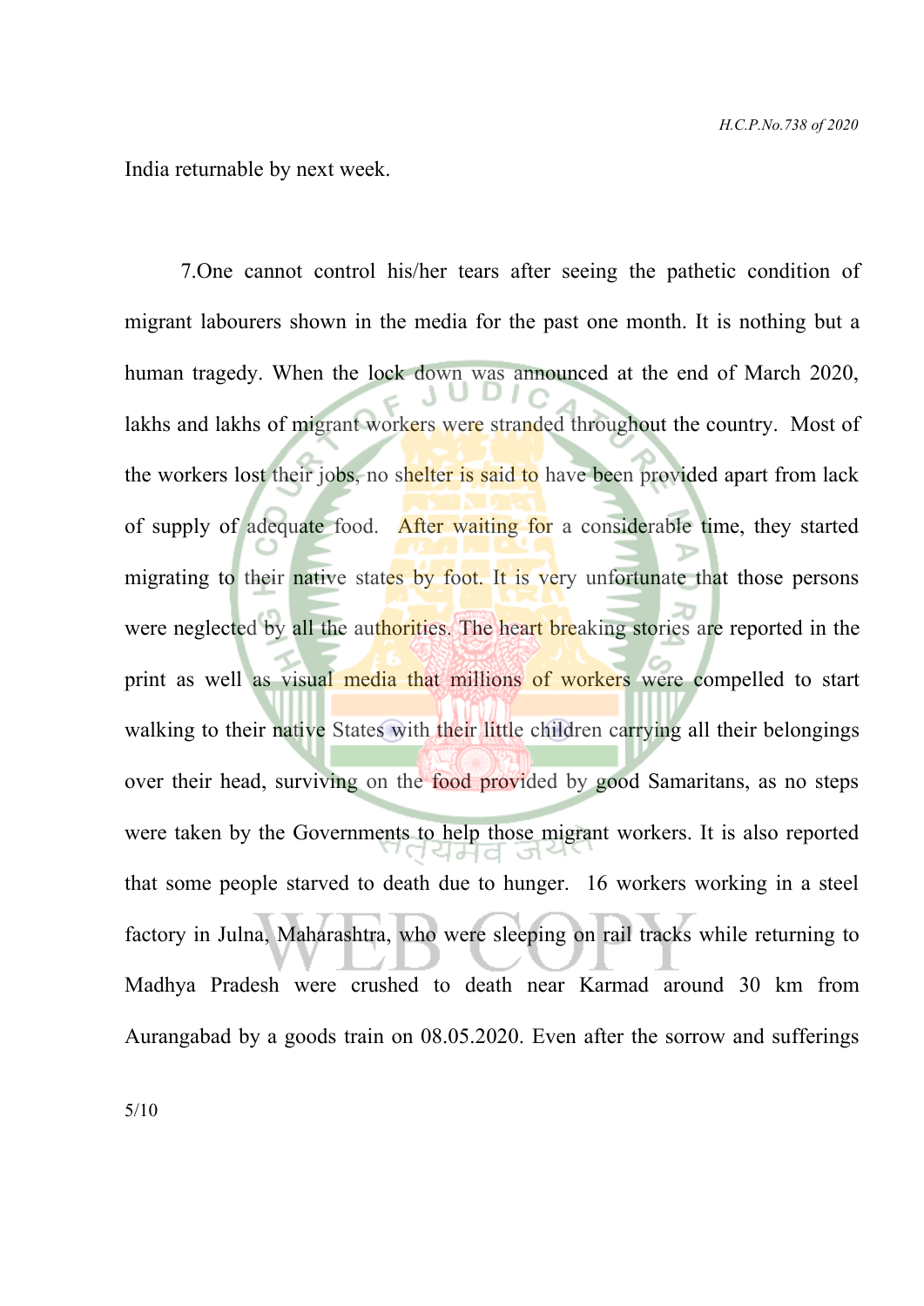India returnable by next week.

7.One cannot control his/her tears after seeing the pathetic condition of migrant labourers shown in the media for the past one month. It is nothing but a human tragedy. When the lock down was announced at the end of March 2020, lakhs and lakhs of migrant workers were stranded throughout the country. Most of the workers lost their jobs, no shelter is said to have been provided apart from lack of supply of adequate food. After waiting for a considerable time, they started migrating to their native states by foot. It is very unfortunate that those persons were neglected by all the authorities. The heart breaking stories are reported in the print as well as visual media that millions of workers were compelled to start walking to their native States with their little children carrying all their belongings over their head, surviving on the food provided by good Samaritans, as no steps were taken by the Governments to help those migrant workers. It is also reported that some people starved to death due to hunger. 16 workers working in a steel factory in Julna, Maharashtra, who were sleeping on rail tracks while returning to Madhya Pradesh were crushed to death near Karmad around 30 km from Aurangabad by a goods train on 08.05.2020. Even after the sorrow and sufferings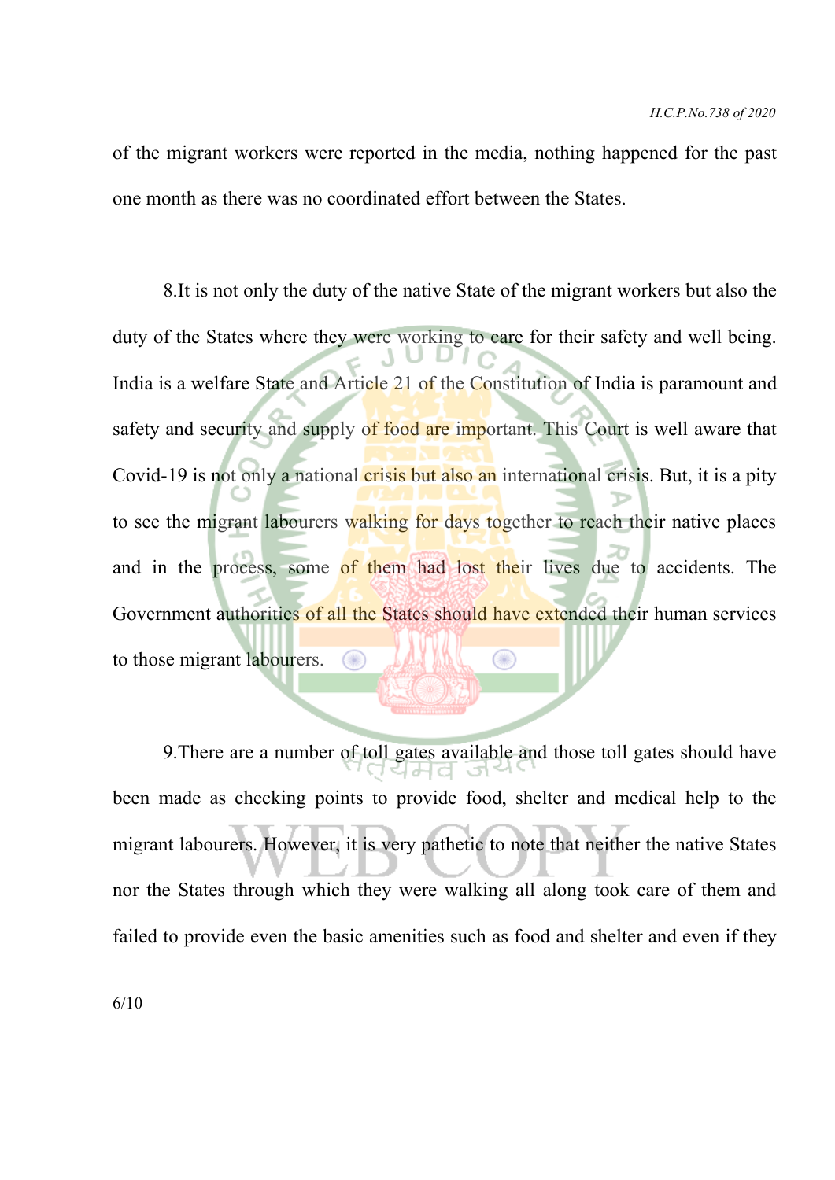of the migrant workers were reported in the media, nothing happened for the past one month as there was no coordinated effort between the States.

8.It is not only the duty of the native State of the migrant workers but also the duty of the States where they were working to care for their safety and well being. India is a welfare State and Article 21 of the Constitution of India is paramount and safety and security and supply of food are important. This Court is well aware that Covid-19 is not only a national crisis but also an international crisis. But, it is a pity to see the migrant labourers walking for days together to reach their native places and in the process, some of them had lost their lives due to accidents. The Government authorities of all the States should have extended their human services to those migrant labourers.

9.There are a number of toll gates available and those toll gates should have been made as checking points to provide food, shelter and medical help to the migrant labourers. However, it is very pathetic to note that neither the native States nor the States through which they were walking all along took care of them and failed to provide even the basic amenities such as food and shelter and even if they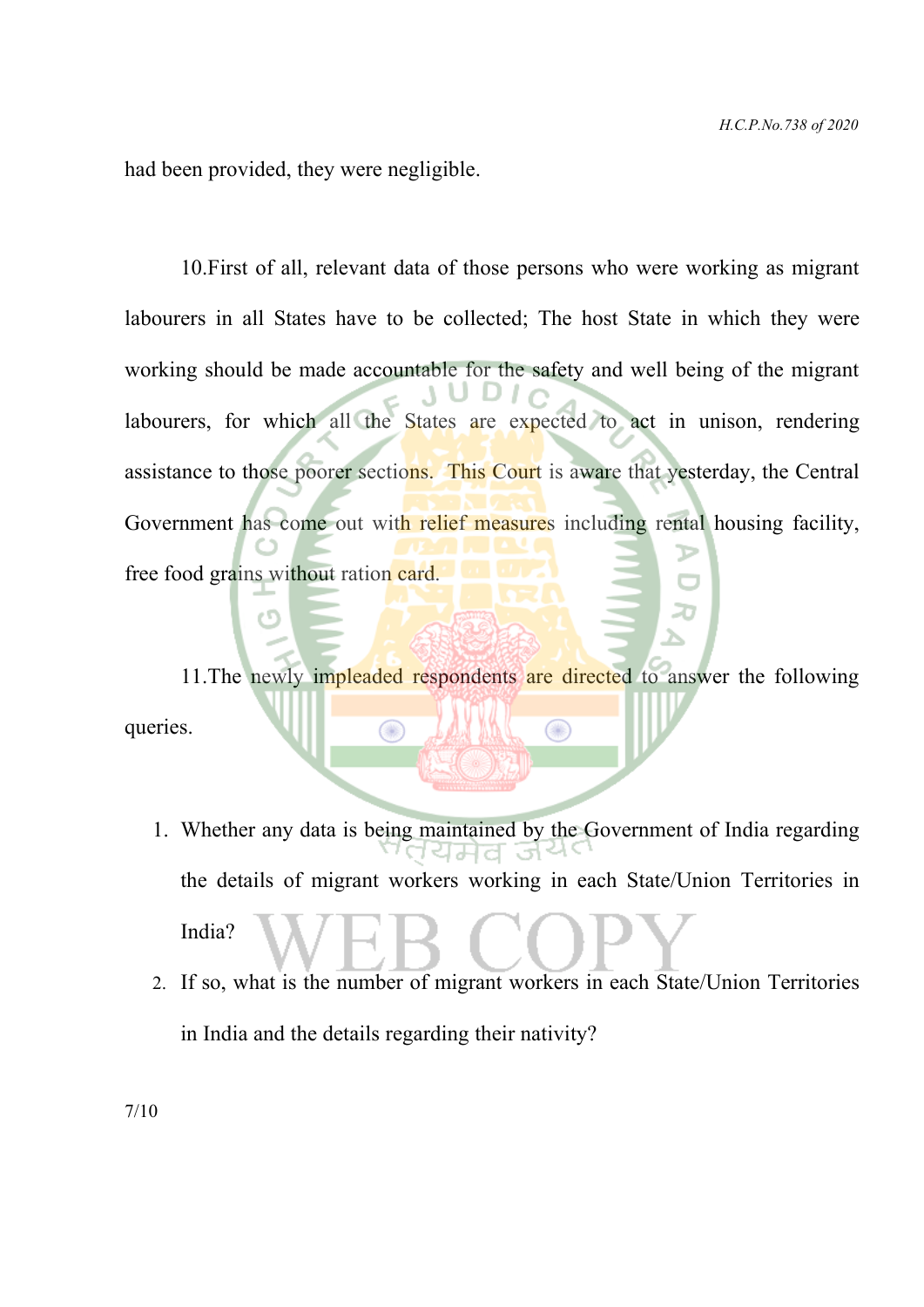had been provided, they were negligible.

10.First of all, relevant data of those persons who were working as migrant labourers in all States have to be collected; The host State in which they were working should be made accountable for the safety and well being of the migrant labourers, for which all the States are expected to act in unison, rendering assistance to those poorer sections. This Court is aware that yesterday, the Central Government has come out with relief measures including rental housing facility, free food grains without ration card.

11.The newly impleaded respondents are directed to answer the following queries.

1. Whether any data is being maintained by the Government of India regarding the details of migrant workers working in each State/Union Territories in India?
2. If so, what is the number of migrant workers in each State/Union Territories in India and the details regarding their nativity?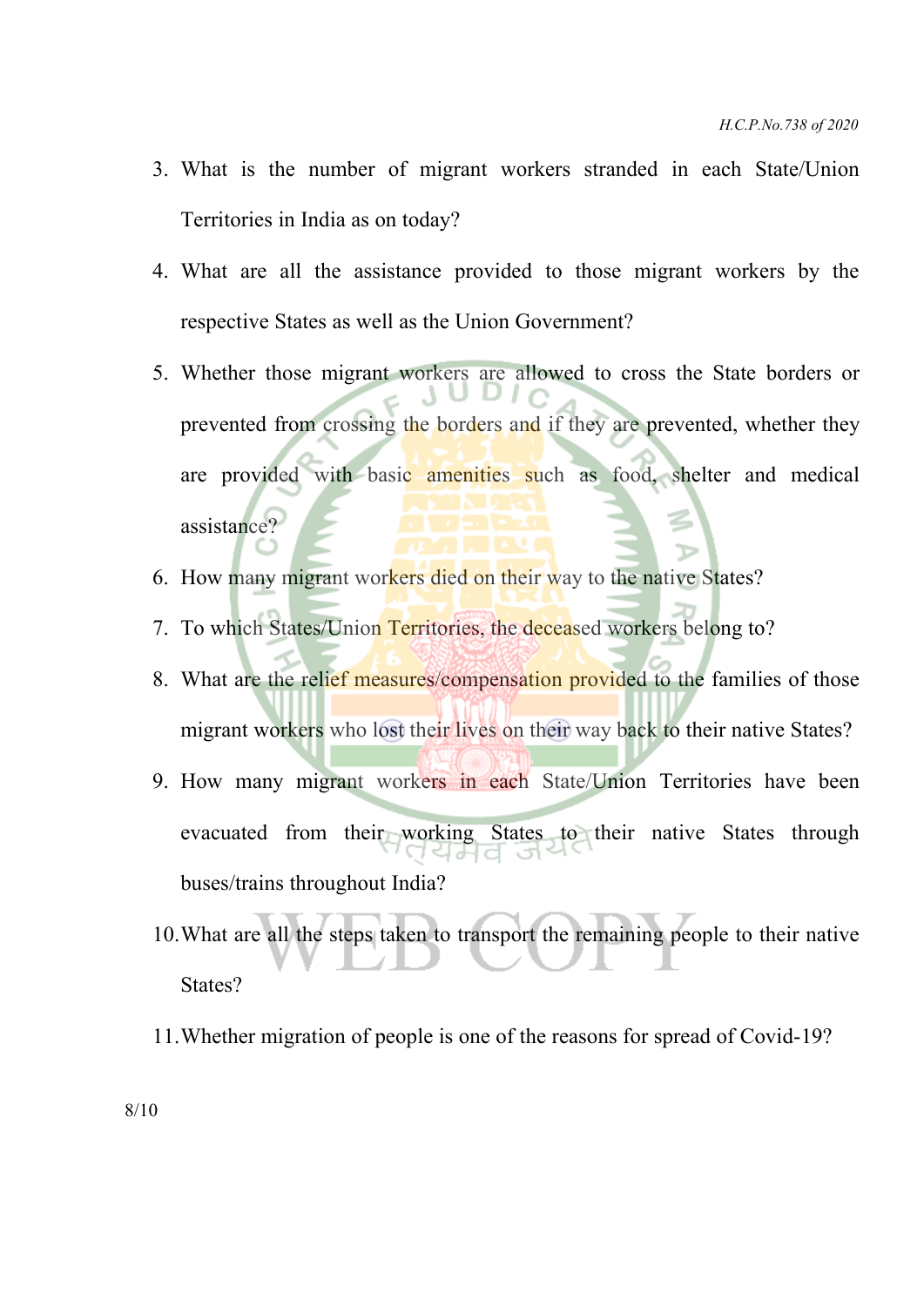3. What is the number of migrant workers stranded in each State/Union Territories in India as on today?
4. What are all the assistance provided to those migrant workers by the respective States as well as the Union Government?
5. Whether those migrant workers are allowed to cross the State borders or prevented from crossing the borders and if they are prevented, whether they are provided with basic amenities such as food, shelter and medical assistance?
6. How many migrant workers died on their way to the native States?
7. To which States/Union Territories, the deceased workers belong to?
8. What are the relief measures/compensation provided to the families of those migrant workers who lost their lives on their way back to their native States?
9. How many migrant workers in each State/Union Territories have been evacuated from their working States to their native States through buses/trains throughout India?
10. What are all the steps taken to transport the remaining people to their native States?
11. Whether migration of people is one of the reasons for spread of Covid-19?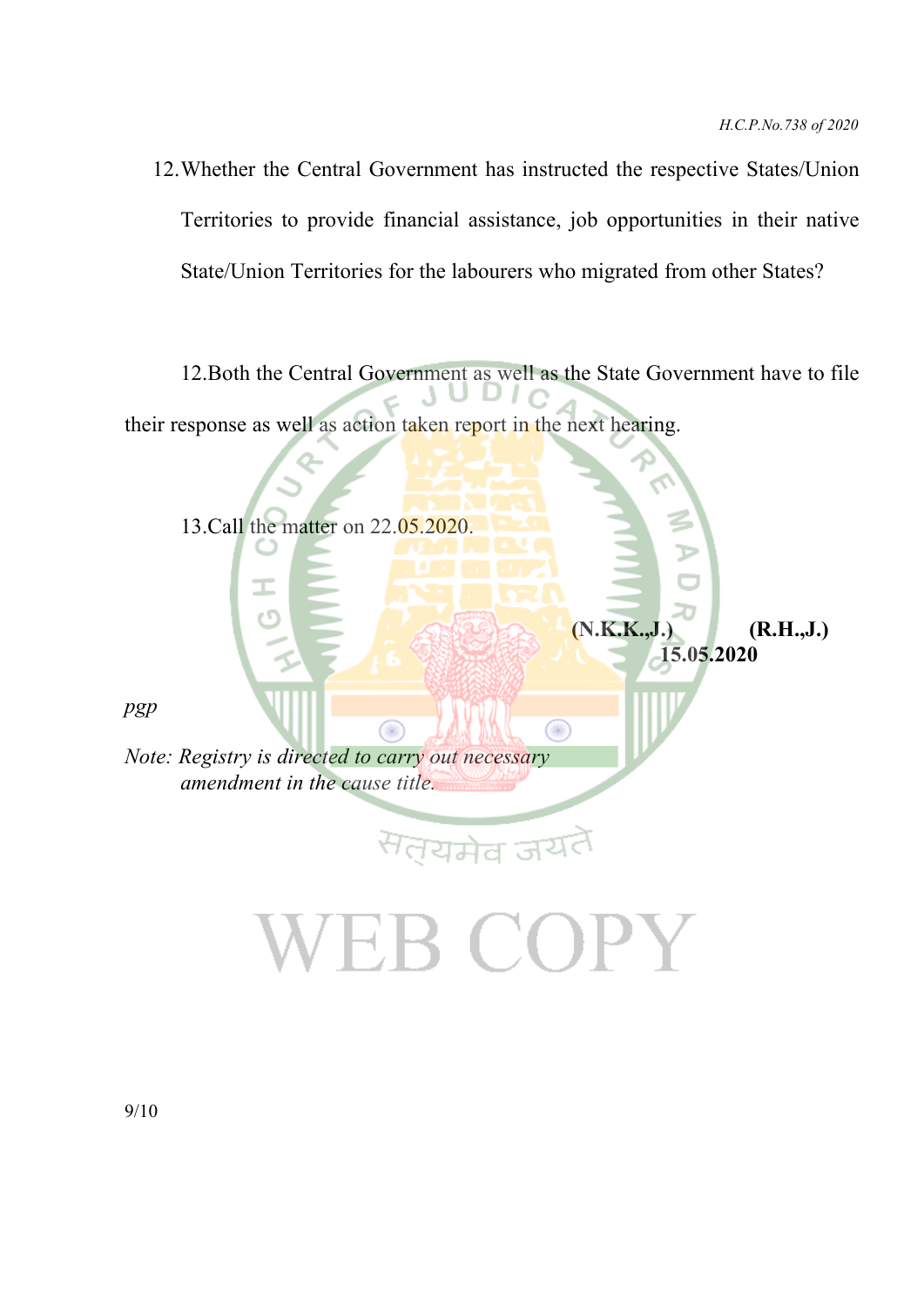12. Whether the Central Government has instructed the respective States/Union Territories to provide financial assistance, job opportunities in their native State/Union Territories for the labourers who migrated from other States?

12.Both the Central Government as well as the State Government have to file their response as well as action taken report in the next hearing.

13.Call the matter on 22.05.2020.

**(N.K.K.,J.)** **(R.H.,J.)**
**15.05.2020**

*pgp*

*Note: Registry is directed to carry out necessary amendment in the cause title.*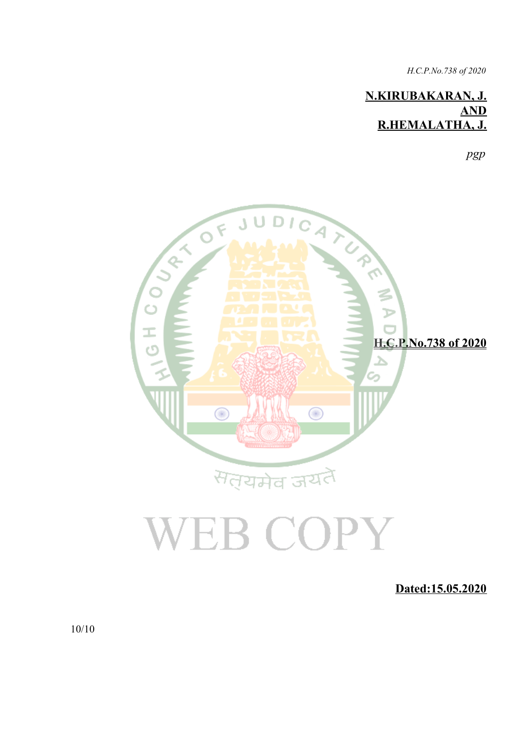**N.KIRUBAKARAN, J.**
**AND**
**R.HEMALATHA, J.**

*pgp*

**H.C.P.No.738 of 2020**

**Dated:15.05.2020**